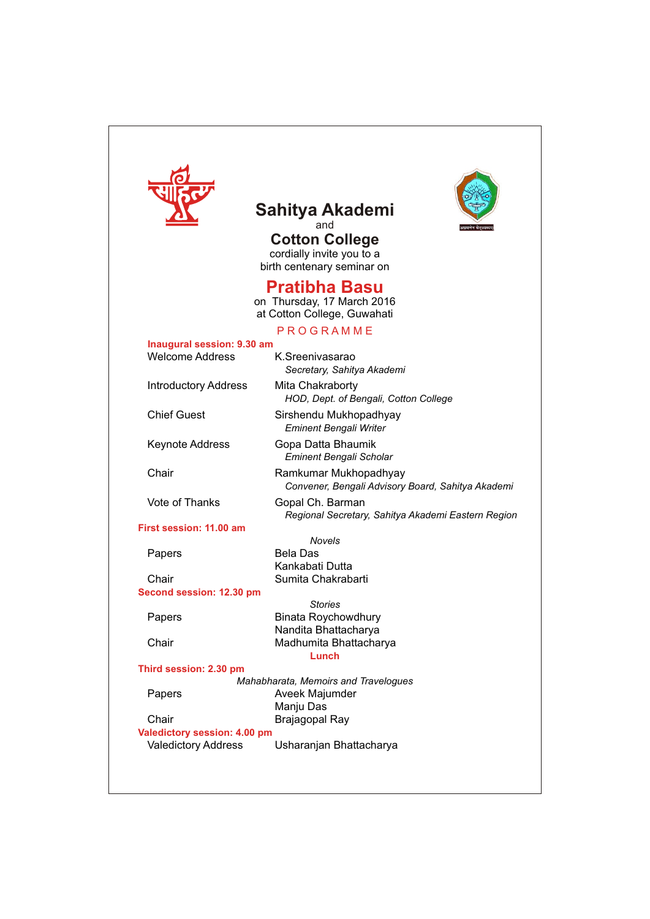# Sahitya Akademi

and

# Cotton College

cordially invite you to a
birth centenary seminar on

## Pratibha Basu

on Thursday, 17 March 2016
at Cotton College, Guwahati

### PROGRAMME

**Inaugural session: 9.30 am**

| | |
|---|---|
| Welcome Address | K.Sreenivasarao<br>*Secretary, Sahitya Akademi* |
| Introductory Address | Mita Chakraborty<br>*HOD, Dept. of Bengali, Cotton College* |
| Chief Guest | Sirshendu Mukhopadhyay<br>*Eminent Bengali Writer* |
| Keynote Address | Gopa Datta Bhaumik<br>*Eminent Bengali Scholar* |
| Chair | Ramkumar Mukhopadhyay<br>*Convener, Bengali Advisory Board, Sahitya Akademi* |
| Vote of Thanks | Gopal Ch. Barman<br>*Regional Secretary, Sahitya Akademi Eastern Region* |

**First session: 11.00 am**

*Novels*

| | |
|---|---|
| Papers | Bela Das<br>Kankabati Dutta |
| Chair | Sumita Chakrabarti |

**Second session: 12.30 pm**

*Stories*

| | |
|---|---|
| Papers | Binata Roychowdhury<br>Nandita Bhattacharya |
| Chair | Madhumita Bhattacharya |

**Lunch**

**Third session: 2.30 pm**

*Mahabharata, Memoirs and Travelogues*

| | |
|---|---|
| Papers | Aveek Majumder<br>Manju Das |
| Chair | Brajagopal Ray |

**Valedictory session: 4.00 pm**

| | |
|---|---|
| Valedictory Address | Usharanjan Bhattacharya |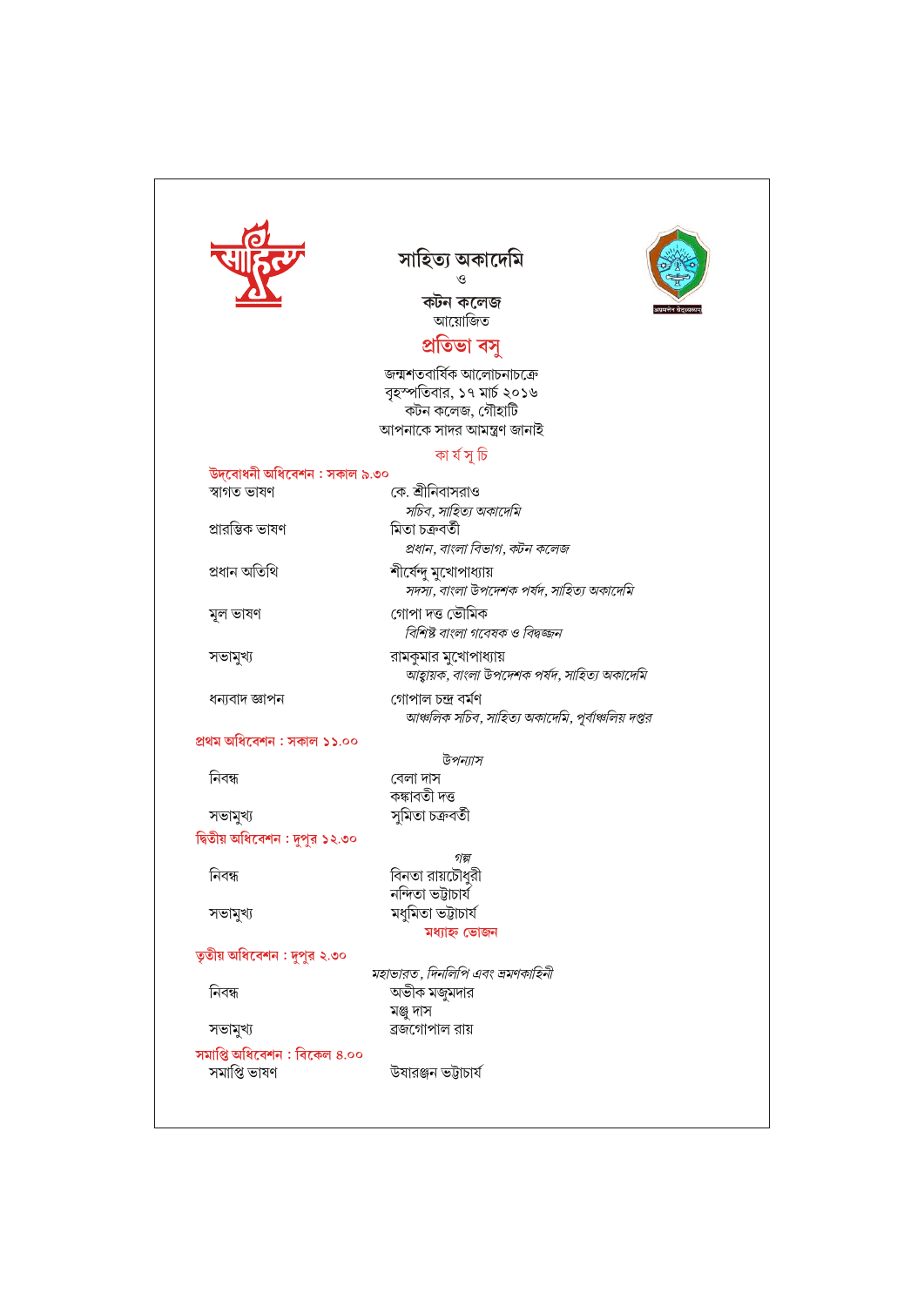# সাহিত্য অকাদেমি

ও

## কটন কলেজ

আয়োজিত

# প্রতিভা বসু

জন্মশতবার্ষিক আলোচনাচক্রে
বৃহস্পতিবার, ১৭ মার্চ ২০১৬
কটন কলেজ, গৌহাটি
আপনাকে সাদর আমন্ত্রণ জানাই

### কা র্য সূ চি

**উদ্বোধনী অধিবেশন : সকাল ৯.৩০**

স্বাগত ভাষণ — কে. শ্রীনিবাসরাও
*সচিব, সাহিত্য অকাদেমি*

প্রারম্ভিক ভাষণ — মিতা চক্রবর্তী
*প্রধান, বাংলা বিভাগ, কটন কলেজ*

প্রধান অতিথি — শীর্ষেন্দু মুখোপাধ্যায়
*সদস্য, বাংলা উপদেশক পর্ষদ, সাহিত্য অকাদেমি*

মূল ভাষণ — গোপা দত্ত ভৌমিক
*বিশিষ্ট বাংলা গবেষক ও বিদ্বজ্জন*

সভামুখ্য — রামকুমার মুখোপাধ্যায়
*আহ্বায়ক, বাংলা উপদেশক পর্ষদ, সাহিত্য অকাদেমি*

ধন্যবাদ জ্ঞাপন — গোপাল চন্দ্র বর্মণ
*আঞ্চলিক সচিব, সাহিত্য অকাদেমি, পূর্বাঞ্চলিয় দপ্তর*

**প্রথম অধিবেশন : সকাল ১১.০০**

*উপন্যাস*

নিবন্ধ — বেলা দাস
কঙ্কাবতী দত্ত

সভামুখ্য — সুমিতা চক্রবর্তী

**দ্বিতীয় অধিবেশন : দুপুর ১২.৩০**

*গল্প*

নিবন্ধ — বিনতা রায়চৌধুরী
নন্দিতা ভট্টাচার্য

সভামুখ্য — মধুমিতা ভট্টাচার্য

**মধ্যাহ্ন ভোজন**

**তৃতীয় অধিবেশন : দুপুর ২.৩০**

*মহাভারত, দিনলিপি এবং ভ্রমণকাহিনী*

নিবন্ধ — অভীক মজুমদার
মঞ্জু দাস

সভামুখ্য — ব্রজগোপাল রায়

**সমাপ্তি অধিবেশন : বিকেল ৪.০০**

সমাপ্তি ভাষণ — উষারঞ্জন ভট্টাচার্য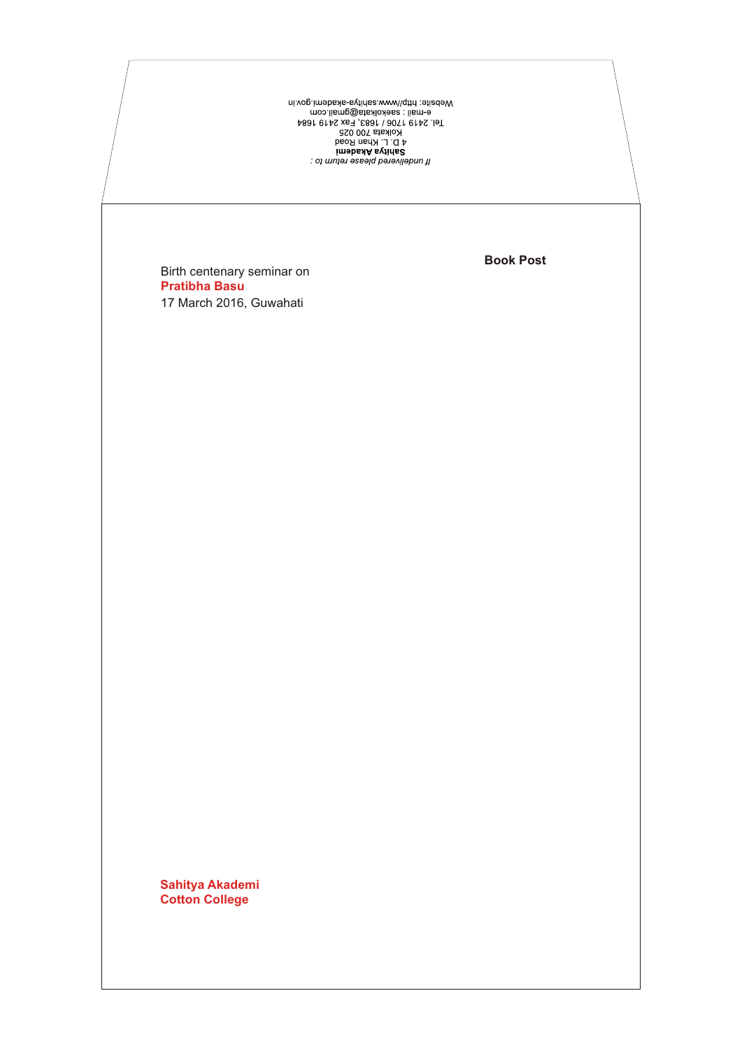*If undelivered please return to :*
**Sahitya Akademi**
4 D. L. Khan Road
Kolkata 700 025
Tel. 2419 1706 / 1683, Fax 2419 1684
e-mail : saekolkata@gmail.com
Website: http//www.sahitya-akademi.gov.in

**Book Post**

Birth centenary seminar on
**Pratibha Basu**
17 March 2016, Guwahati

**Sahitya Akademi**
**Cotton College**